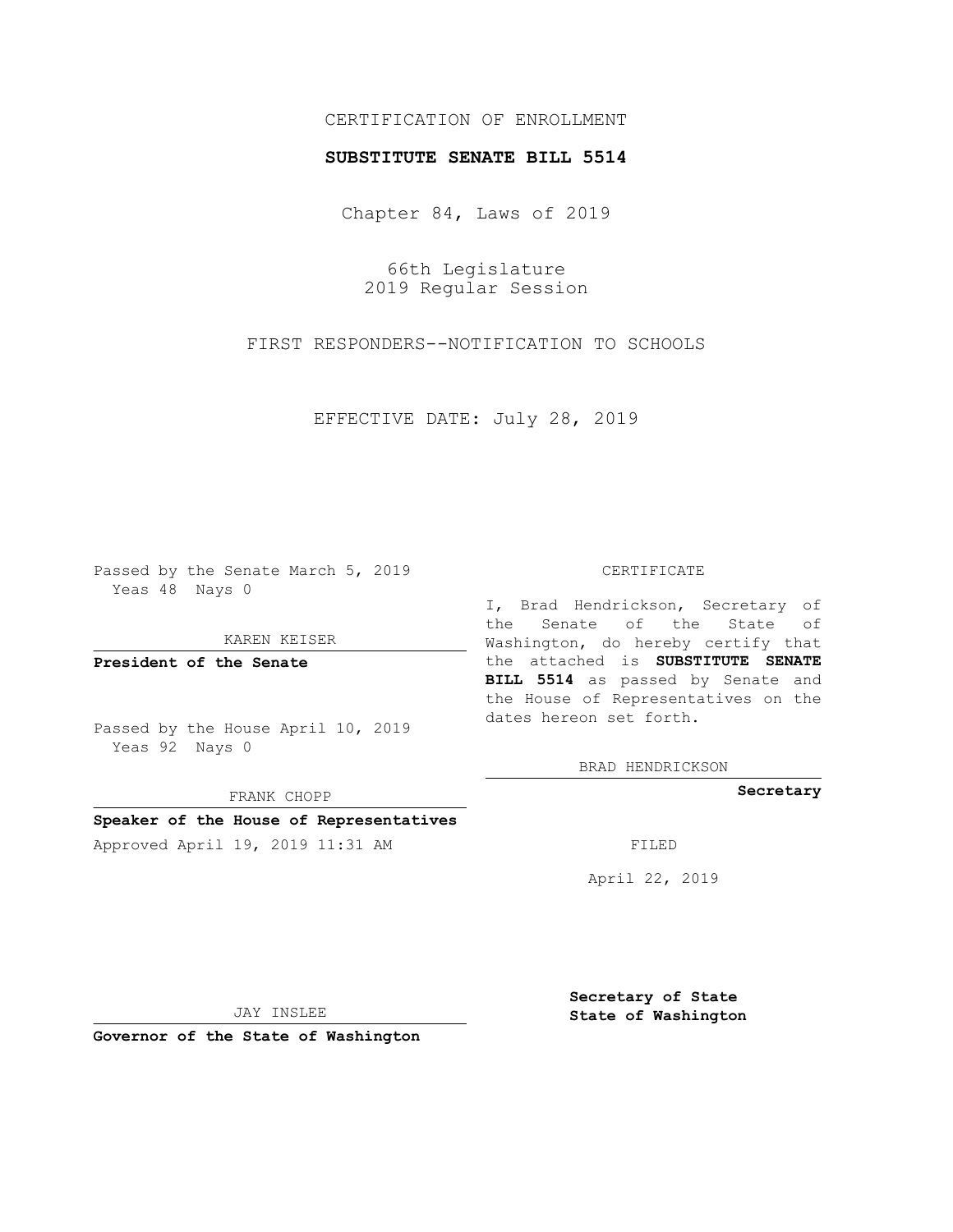CERTIFICATION OF ENROLLMENT

**SUBSTITUTE SENATE BILL 5514**

Chapter 84, Laws of 2019

66th Legislature
2019 Regular Session

FIRST RESPONDERS--NOTIFICATION TO SCHOOLS

EFFECTIVE DATE: July 28, 2019

Passed by the Senate March 5, 2019
Yeas 48 Nays 0

KAREN KEISER

**President of the Senate**

Passed by the House April 10, 2019
Yeas 92 Nays 0

FRANK CHOPP

**Speaker of the House of Representatives**

Approved April 19, 2019 11:31 AM

JAY INSLEE

**Governor of the State of Washington**

CERTIFICATE

I, Brad Hendrickson, Secretary of the Senate of the State of Washington, do hereby certify that the attached is **SUBSTITUTE SENATE BILL 5514** as passed by Senate and the House of Representatives on the dates hereon set forth.

BRAD HENDRICKSON

**Secretary**

FILED

April 22, 2019

**Secretary of State**
**State of Washington**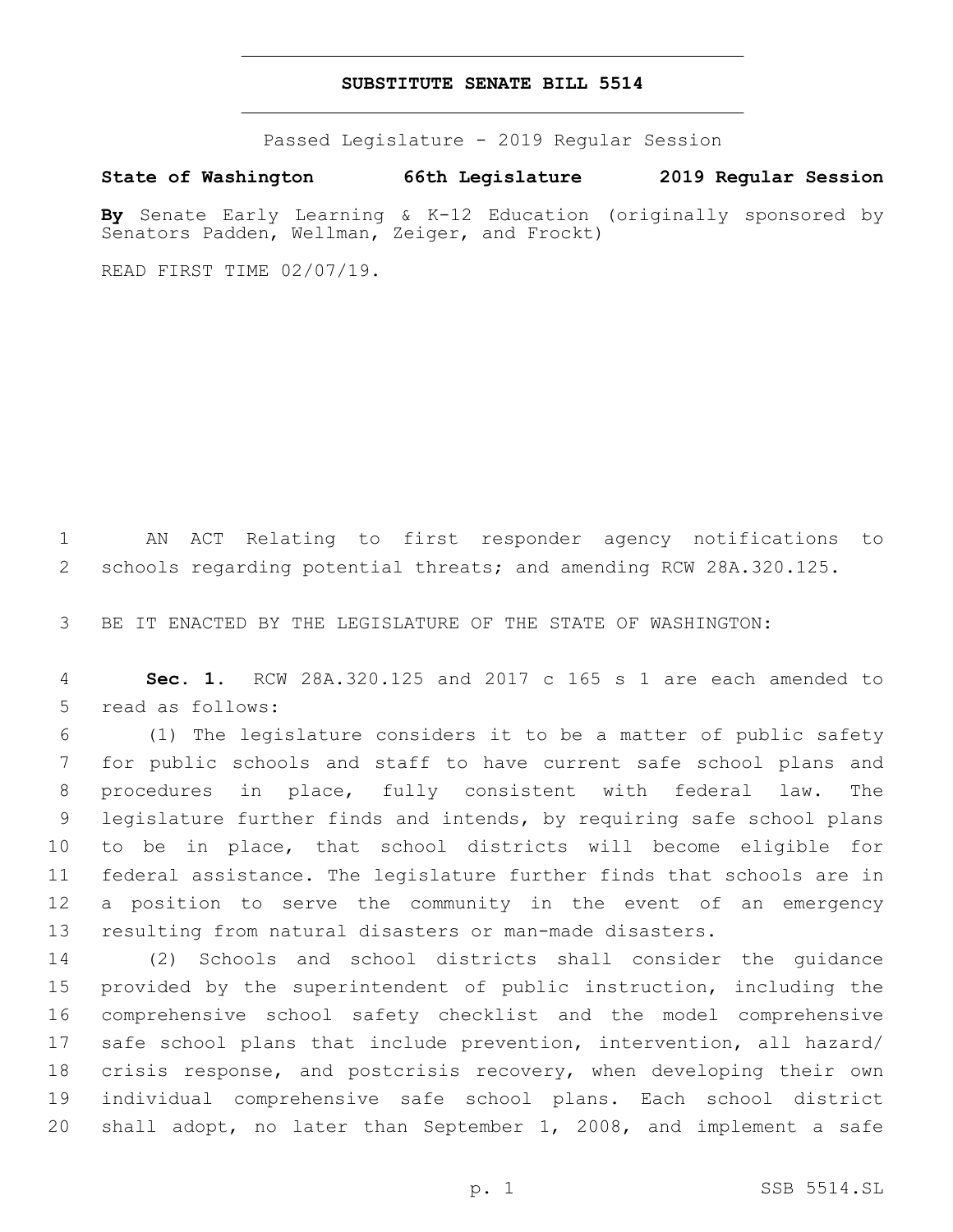# SUBSTITUTE SENATE BILL 5514

Passed Legislature - 2019 Regular Session

**State of Washington 66th Legislature 2019 Regular Session**

**By** Senate Early Learning & K-12 Education (originally sponsored by Senators Padden, Wellman, Zeiger, and Frockt)

READ FIRST TIME 02/07/19.

AN ACT Relating to first responder agency notifications to schools regarding potential threats; and amending RCW 28A.320.125.

BE IT ENACTED BY THE LEGISLATURE OF THE STATE OF WASHINGTON:

**Sec. 1.** RCW 28A.320.125 and 2017 c 165 s 1 are each amended to read as follows:

(1) The legislature considers it to be a matter of public safety for public schools and staff to have current safe school plans and procedures in place, fully consistent with federal law. The legislature further finds and intends, by requiring safe school plans to be in place, that school districts will become eligible for federal assistance. The legislature further finds that schools are in a position to serve the community in the event of an emergency resulting from natural disasters or man-made disasters.

(2) Schools and school districts shall consider the guidance provided by the superintendent of public instruction, including the comprehensive school safety checklist and the model comprehensive safe school plans that include prevention, intervention, all hazard/crisis response, and postcrisis recovery, when developing their own individual comprehensive safe school plans. Each school district shall adopt, no later than September 1, 2008, and implement a safe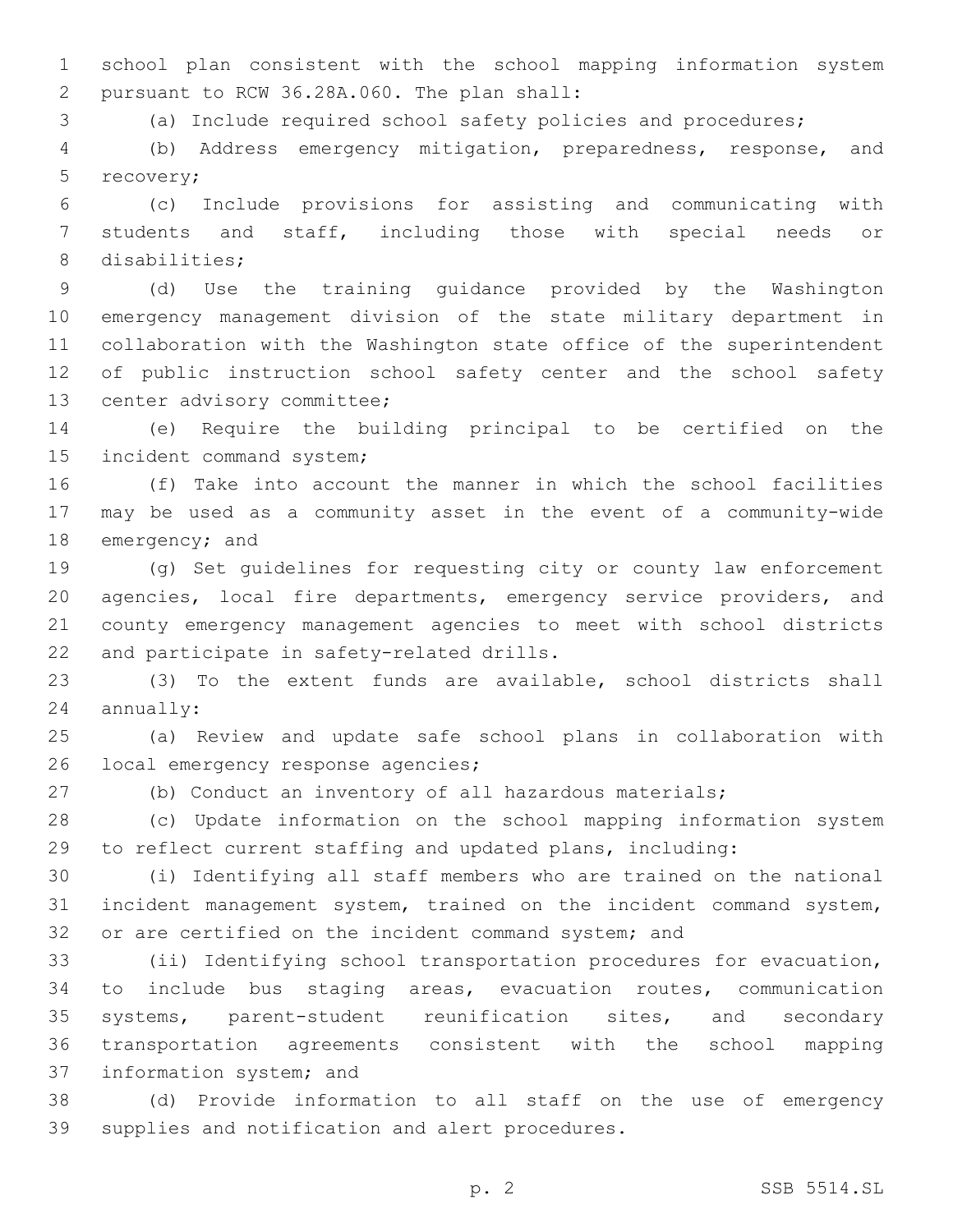school plan consistent with the school mapping information system pursuant to RCW 36.28A.060. The plan shall:

(a) Include required school safety policies and procedures;

(b) Address emergency mitigation, preparedness, response, and recovery;

(c) Include provisions for assisting and communicating with students and staff, including those with special needs or disabilities;

(d) Use the training guidance provided by the Washington emergency management division of the state military department in collaboration with the Washington state office of the superintendent of public instruction school safety center and the school safety center advisory committee;

(e) Require the building principal to be certified on the incident command system;

(f) Take into account the manner in which the school facilities may be used as a community asset in the event of a community-wide emergency; and

(g) Set guidelines for requesting city or county law enforcement agencies, local fire departments, emergency service providers, and county emergency management agencies to meet with school districts and participate in safety-related drills.

(3) To the extent funds are available, school districts shall annually:

(a) Review and update safe school plans in collaboration with local emergency response agencies;

(b) Conduct an inventory of all hazardous materials;

(c) Update information on the school mapping information system to reflect current staffing and updated plans, including:

(i) Identifying all staff members who are trained on the national incident management system, trained on the incident command system, or are certified on the incident command system; and

(ii) Identifying school transportation procedures for evacuation, to include bus staging areas, evacuation routes, communication systems, parent-student reunification sites, and secondary transportation agreements consistent with the school mapping information system; and

(d) Provide information to all staff on the use of emergency supplies and notification and alert procedures.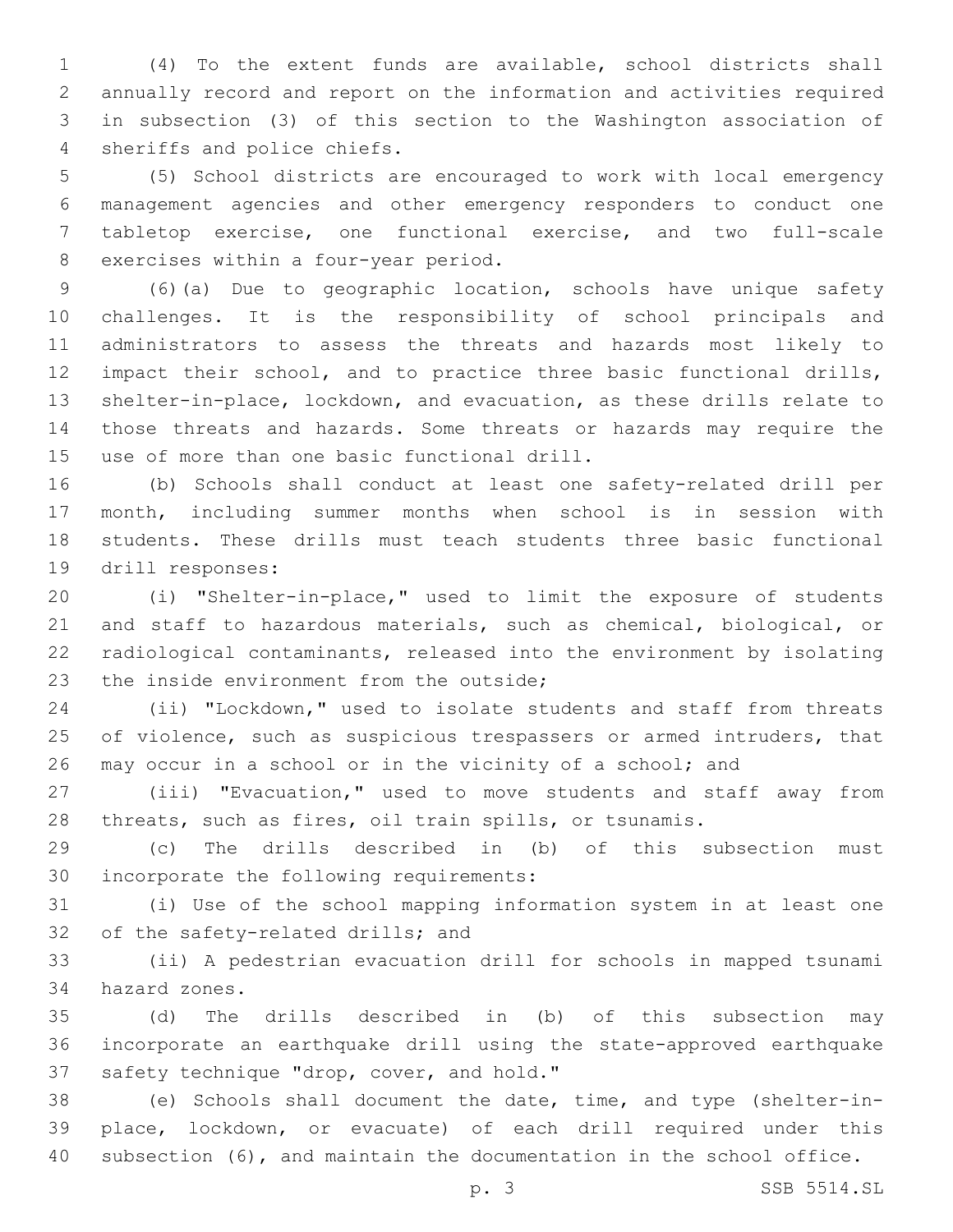(4) To the extent funds are available, school districts shall annually record and report on the information and activities required in subsection (3) of this section to the Washington association of sheriffs and police chiefs.

(5) School districts are encouraged to work with local emergency management agencies and other emergency responders to conduct one tabletop exercise, one functional exercise, and two full-scale exercises within a four-year period.

(6)(a) Due to geographic location, schools have unique safety challenges. It is the responsibility of school principals and administrators to assess the threats and hazards most likely to impact their school, and to practice three basic functional drills, shelter-in-place, lockdown, and evacuation, as these drills relate to those threats and hazards. Some threats or hazards may require the use of more than one basic functional drill.

(b) Schools shall conduct at least one safety-related drill per month, including summer months when school is in session with students. These drills must teach students three basic functional drill responses:

(i) "Shelter-in-place," used to limit the exposure of students and staff to hazardous materials, such as chemical, biological, or radiological contaminants, released into the environment by isolating the inside environment from the outside;

(ii) "Lockdown," used to isolate students and staff from threats of violence, such as suspicious trespassers or armed intruders, that may occur in a school or in the vicinity of a school; and

(iii) "Evacuation," used to move students and staff away from threats, such as fires, oil train spills, or tsunamis.

(c) The drills described in (b) of this subsection must incorporate the following requirements:

(i) Use of the school mapping information system in at least one of the safety-related drills; and

(ii) A pedestrian evacuation drill for schools in mapped tsunami hazard zones.

(d) The drills described in (b) of this subsection may incorporate an earthquake drill using the state-approved earthquake safety technique "drop, cover, and hold."

(e) Schools shall document the date, time, and type (shelter-in-place, lockdown, or evacuate) of each drill required under this subsection (6), and maintain the documentation in the school office.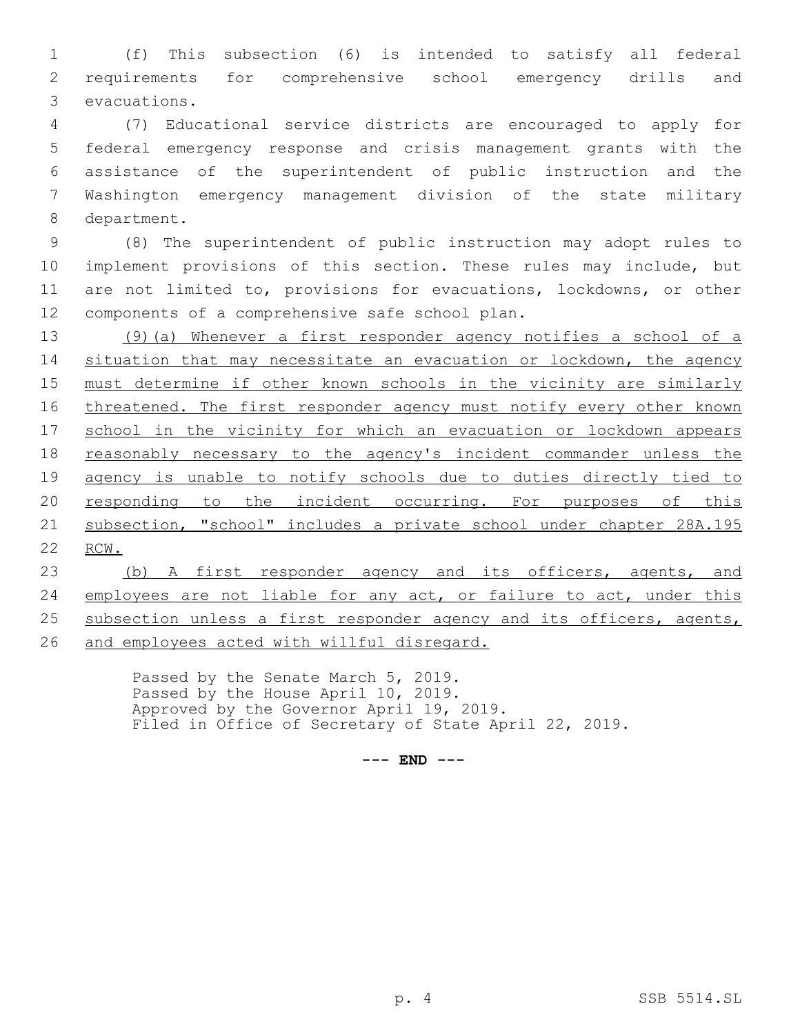(f) This subsection (6) is intended to satisfy all federal requirements for comprehensive school emergency drills and evacuations.

(7) Educational service districts are encouraged to apply for federal emergency response and crisis management grants with the assistance of the superintendent of public instruction and the Washington emergency management division of the state military department.

(8) The superintendent of public instruction may adopt rules to implement provisions of this section. These rules may include, but are not limited to, provisions for evacuations, lockdowns, or other components of a comprehensive safe school plan.

(9)(a) Whenever a first responder agency notifies a school of a situation that may necessitate an evacuation or lockdown, the agency must determine if other known schools in the vicinity are similarly threatened. The first responder agency must notify every other known school in the vicinity for which an evacuation or lockdown appears reasonably necessary to the agency's incident commander unless the agency is unable to notify schools due to duties directly tied to responding to the incident occurring. For purposes of this subsection, "school" includes a private school under chapter 28A.195 RCW.

(b) A first responder agency and its officers, agents, and employees are not liable for any act, or failure to act, under this subsection unless a first responder agency and its officers, agents, and employees acted with willful disregard.

Passed by the Senate March 5, 2019.
Passed by the House April 10, 2019.
Approved by the Governor April 19, 2019.
Filed in Office of Secretary of State April 22, 2019.

**--- END ---**